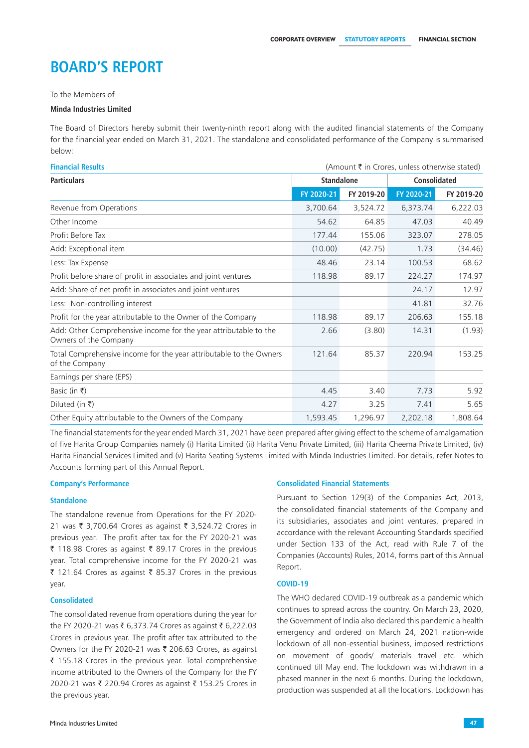# BOARD'S REPORT

To the Members of

**Minda Industries Limited**

The Board of Directors hereby submit their twenty-ninth report along with the audited financial statements of the Company for the financial year ended on March 31, 2021. The standalone and consolidated performance of the Company is summarised below:

**Financial Results** (Amount ₹ in Crores, unless otherwise stated)

| Particulars | Standalone | | Consolidated | |
|---|---|---|---|---|
| | FY 2020-21 | FY 2019-20 | FY 2020-21 | FY 2019-20 |
| Revenue from Operations | 3,700.64 | 3,524.72 | 6,373.74 | 6,222.03 |
| Other Income | 54.62 | 64.85 | 47.03 | 40.49 |
| Profit Before Tax | 177.44 | 155.06 | 323.07 | 278.05 |
| Add: Exceptional item | (10.00) | (42.75) | 1.73 | (34.46) |
| Less: Tax Expense | 48.46 | 23.14 | 100.53 | 68.62 |
| Profit before share of profit in associates and joint ventures | 118.98 | 89.17 | 224.27 | 174.97 |
| Add: Share of net profit in associates and joint ventures | | | 24.17 | 12.97 |
| Less: Non-controlling interest | | | 41.81 | 32.76 |
| Profit for the year attributable to the Owner of the Company | 118.98 | 89.17 | 206.63 | 155.18 |
| Add: Other Comprehensive income for the year attributable to the Owners of the Company | 2.66 | (3.80) | 14.31 | (1.93) |
| Total Comprehensive income for the year attributable to the Owners of the Company | 121.64 | 85.37 | 220.94 | 153.25 |
| Earnings per share (EPS) | | | | |
| Basic (in ₹) | 4.45 | 3.40 | 7.73 | 5.92 |
| Diluted (in ₹) | 4.27 | 3.25 | 7.41 | 5.65 |
| Other Equity attributable to the Owners of the Company | 1,593.45 | 1,296.97 | 2,202.18 | 1,808.64 |

The financial statements for the year ended March 31, 2021 have been prepared after giving effect to the scheme of amalgamation of five Harita Group Companies namely (i) Harita Limited (ii) Harita Venu Private Limited, (iii) Harita Cheema Private Limited, (iv) Harita Financial Services Limited and (v) Harita Seating Systems Limited with Minda Industries Limited. For details, refer Notes to Accounts forming part of this Annual Report.

## Company's Performance

### Standalone

The standalone revenue from Operations for the FY 2020-21 was ₹ 3,700.64 Crores as against ₹ 3,524.72 Crores in previous year. The profit after tax for the FY 2020-21 was ₹ 118.98 Crores as against ₹ 89.17 Crores in the previous year. Total comprehensive income for the FY 2020-21 was ₹ 121.64 Crores as against ₹ 85.37 Crores in the previous year.

### Consolidated

The consolidated revenue from operations during the year for the FY 2020-21 was ₹ 6,373.74 Crores as against ₹ 6,222.03 Crores in previous year. The profit after tax attributed to the Owners for the FY 2020-21 was ₹ 206.63 Crores, as against ₹ 155.18 Crores in the previous year. Total comprehensive income attributed to the Owners of the Company for the FY 2020-21 was ₹ 220.94 Crores as against ₹ 153.25 Crores in the previous year.

## Consolidated Financial Statements

Pursuant to Section 129(3) of the Companies Act, 2013, the consolidated financial statements of the Company and its subsidiaries, associates and joint ventures, prepared in accordance with the relevant Accounting Standards specified under Section 133 of the Act, read with Rule 7 of the Companies (Accounts) Rules, 2014, forms part of this Annual Report.

## COVID-19

The WHO declared COVID-19 outbreak as a pandemic which continues to spread across the country. On March 23, 2020, the Government of India also declared this pandemic a health emergency and ordered on March 24, 2021 nation-wide lockdown of all non-essential business, imposed restrictions on movement of goods/ materials travel etc. which continued till May end. The lockdown was withdrawn in a phased manner in the next 6 months. During the lockdown, production was suspended at all the locations. Lockdown has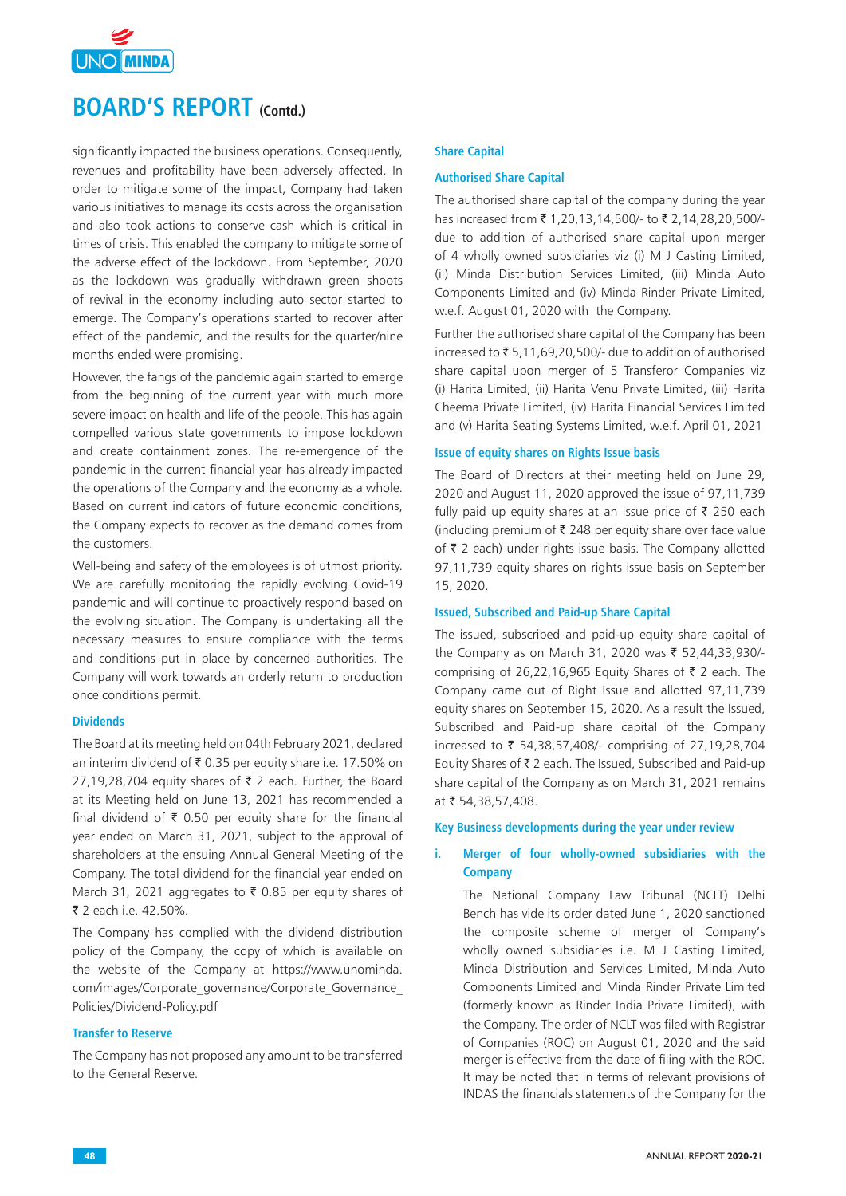significantly impacted the business operations. Consequently, revenues and profitability have been adversely affected. In order to mitigate some of the impact, Company had taken various initiatives to manage its costs across the organisation and also took actions to conserve cash which is critical in times of crisis. This enabled the company to mitigate some of the adverse effect of the lockdown. From September, 2020 as the lockdown was gradually withdrawn green shoots of revival in the economy including auto sector started to emerge. The Company's operations started to recover after effect of the pandemic, and the results for the quarter/nine months ended were promising.

However, the fangs of the pandemic again started to emerge from the beginning of the current year with much more severe impact on health and life of the people. This has again compelled various state governments to impose lockdown and create containment zones. The re-emergence of the pandemic in the current financial year has already impacted the operations of the Company and the economy as a whole. Based on current indicators of future economic conditions, the Company expects to recover as the demand comes from the customers.

Well-being and safety of the employees is of utmost priority. We are carefully monitoring the rapidly evolving Covid-19 pandemic and will continue to proactively respond based on the evolving situation. The Company is undertaking all the necessary measures to ensure compliance with the terms and conditions put in place by concerned authorities. The Company will work towards an orderly return to production once conditions permit.

### Dividends

The Board at its meeting held on 04th February 2021, declared an interim dividend of ₹ 0.35 per equity share i.e. 17.50% on 27,19,28,704 equity shares of ₹ 2 each. Further, the Board at its Meeting held on June 13, 2021 has recommended a final dividend of ₹ 0.50 per equity share for the financial year ended on March 31, 2021, subject to the approval of shareholders at the ensuing Annual General Meeting of the Company. The total dividend for the financial year ended on March 31, 2021 aggregates to ₹ 0.85 per equity shares of ₹ 2 each i.e. 42.50%.

The Company has complied with the dividend distribution policy of the Company, the copy of which is available on the website of the Company at https://www.unominda.com/images/Corporate_governance/Corporate_Governance_Policies/Dividend-Policy.pdf

### Transfer to Reserve

The Company has not proposed any amount to be transferred to the General Reserve.

### Share Capital

### Authorised Share Capital

The authorised share capital of the company during the year has increased from ₹ 1,20,13,14,500/- to ₹ 2,14,28,20,500/- due to addition of authorised share capital upon merger of 4 wholly owned subsidiaries viz (i) M J Casting Limited, (ii) Minda Distribution Services Limited, (iii) Minda Auto Components Limited and (iv) Minda Rinder Private Limited, w.e.f. August 01, 2020 with the Company.

Further the authorised share capital of the Company has been increased to ₹ 5,11,69,20,500/- due to addition of authorised share capital upon merger of 5 Transferor Companies viz (i) Harita Limited, (ii) Harita Venu Private Limited, (iii) Harita Cheema Private Limited, (iv) Harita Financial Services Limited and (v) Harita Seating Systems Limited, w.e.f. April 01, 2021

### Issue of equity shares on Rights Issue basis

The Board of Directors at their meeting held on June 29, 2020 and August 11, 2020 approved the issue of 97,11,739 fully paid up equity shares at an issue price of ₹ 250 each (including premium of ₹ 248 per equity share over face value of ₹ 2 each) under rights issue basis. The Company allotted 97,11,739 equity shares on rights issue basis on September 15, 2020.

### Issued, Subscribed and Paid-up Share Capital

The issued, subscribed and paid-up equity share capital of the Company as on March 31, 2020 was ₹ 52,44,33,930/- comprising of 26,22,16,965 Equity Shares of ₹ 2 each. The Company came out of Right Issue and allotted 97,11,739 equity shares on September 15, 2020. As a result the Issued, Subscribed and Paid-up share capital of the Company increased to ₹ 54,38,57,408/- comprising of 27,19,28,704 Equity Shares of ₹ 2 each. The Issued, Subscribed and Paid-up share capital of the Company as on March 31, 2021 remains at ₹ 54,38,57,408.

### Key Business developments during the year under review

**i. Merger of four wholly-owned subsidiaries with the Company**

The National Company Law Tribunal (NCLT) Delhi Bench has vide its order dated June 1, 2020 sanctioned the composite scheme of merger of Company's wholly owned subsidiaries i.e. M J Casting Limited, Minda Distribution and Services Limited, Minda Auto Components Limited and Minda Rinder Private Limited (formerly known as Rinder India Private Limited), with the Company. The order of NCLT was filed with Registrar of Companies (ROC) on August 01, 2020 and the said merger is effective from the date of filing with the ROC. It may be noted that in terms of relevant provisions of INDAS the financials statements of the Company for the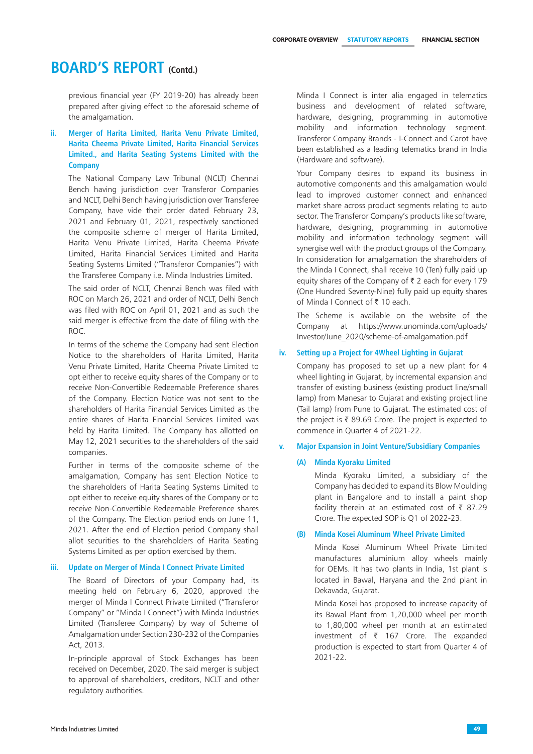# BOARD'S REPORT (Contd.)

previous financial year (FY 2019-20) has already been prepared after giving effect to the aforesaid scheme of the amalgamation.

### ii. Merger of Harita Limited, Harita Venu Private Limited, Harita Cheema Private Limited, Harita Financial Services Limited., and Harita Seating Systems Limited with the Company

The National Company Law Tribunal (NCLT) Chennai Bench having jurisdiction over Transferor Companies and NCLT, Delhi Bench having jurisdiction over Transferee Company, have vide their order dated February 23, 2021 and February 01, 2021, respectively sanctioned the composite scheme of merger of Harita Limited, Harita Venu Private Limited, Harita Cheema Private Limited, Harita Financial Services Limited and Harita Seating Systems Limited ("Transferor Companies") with the Transferee Company i.e. Minda Industries Limited.

The said order of NCLT, Chennai Bench was filed with ROC on March 26, 2021 and order of NCLT, Delhi Bench was filed with ROC on April 01, 2021 and as such the said merger is effective from the date of filing with the ROC.

In terms of the scheme the Company had sent Election Notice to the shareholders of Harita Limited, Harita Venu Private Limited, Harita Cheema Private Limited to opt either to receive equity shares of the Company or to receive Non-Convertible Redeemable Preference shares of the Company. Election Notice was not sent to the shareholders of Harita Financial Services Limited as the entire shares of Harita Financial Services Limited was held by Harita Limited. The Company has allotted on May 12, 2021 securities to the shareholders of the said companies.

Further in terms of the composite scheme of the amalgamation, Company has sent Election Notice to the shareholders of Harita Seating Systems Limited to opt either to receive equity shares of the Company or to receive Non-Convertible Redeemable Preference shares of the Company. The Election period ends on June 11, 2021. After the end of Election period Company shall allot securities to the shareholders of Harita Seating Systems Limited as per option exercised by them.

### iii. Update on Merger of Minda I Connect Private Limited

The Board of Directors of your Company had, its meeting held on February 6, 2020, approved the merger of Minda I Connect Private Limited ("Transferor Company" or "Minda I Connect") with Minda Industries Limited (Transferee Company) by way of Scheme of Amalgamation under Section 230-232 of the Companies Act, 2013.

In-principle approval of Stock Exchanges has been received on December, 2020. The said merger is subject to approval of shareholders, creditors, NCLT and other regulatory authorities.

Minda I Connect is inter alia engaged in telematics business and development of related software, hardware, designing, programming in automotive mobility and information technology segment. Transferor Company Brands - I-Connect and Carot have been established as a leading telematics brand in India (Hardware and software).

Your Company desires to expand its business in automotive components and this amalgamation would lead to improved customer connect and enhanced market share across product segments relating to auto sector. The Transferor Company's products like software, hardware, designing, programming in automotive mobility and information technology segment will synergise well with the product groups of the Company. In consideration for amalgamation the shareholders of the Minda I Connect, shall receive 10 (Ten) fully paid up equity shares of the Company of ₹ 2 each for every 179 (One Hundred Seventy-Nine) fully paid up equity shares of Minda I Connect of ₹ 10 each.

The Scheme is available on the website of the Company at https://www.unominda.com/uploads/Investor/June_2020/scheme-of-amalgamation.pdf

### iv. Setting up a Project for 4Wheel Lighting in Gujarat

Company has proposed to set up a new plant for 4 wheel lighting in Gujarat, by incremental expansion and transfer of existing business (existing product line/small lamp) from Manesar to Gujarat and existing project line (Tail lamp) from Pune to Gujarat. The estimated cost of the project is ₹ 89.69 Crore. The project is expected to commence in Quarter 4 of 2021-22.

### v. Major Expansion in Joint Venture/Subsidiary Companies

#### (A) Minda Kyoraku Limited

Minda Kyoraku Limited, a subsidiary of the Company has decided to expand its Blow Moulding plant in Bangalore and to install a paint shop facility therein at an estimated cost of ₹ 87.29 Crore. The expected SOP is Q1 of 2022-23.

#### (B) Minda Kosei Aluminum Wheel Private Limited

Minda Kosei Aluminum Wheel Private Limited manufactures aluminium alloy wheels mainly for OEMs. It has two plants in India, 1st plant is located in Bawal, Haryana and the 2nd plant in Dekavada, Gujarat.

Minda Kosei has proposed to increase capacity of its Bawal Plant from 1,20,000 wheel per month to 1,80,000 wheel per month at an estimated investment of ₹ 167 Crore. The expanded production is expected to start from Quarter 4 of 2021-22.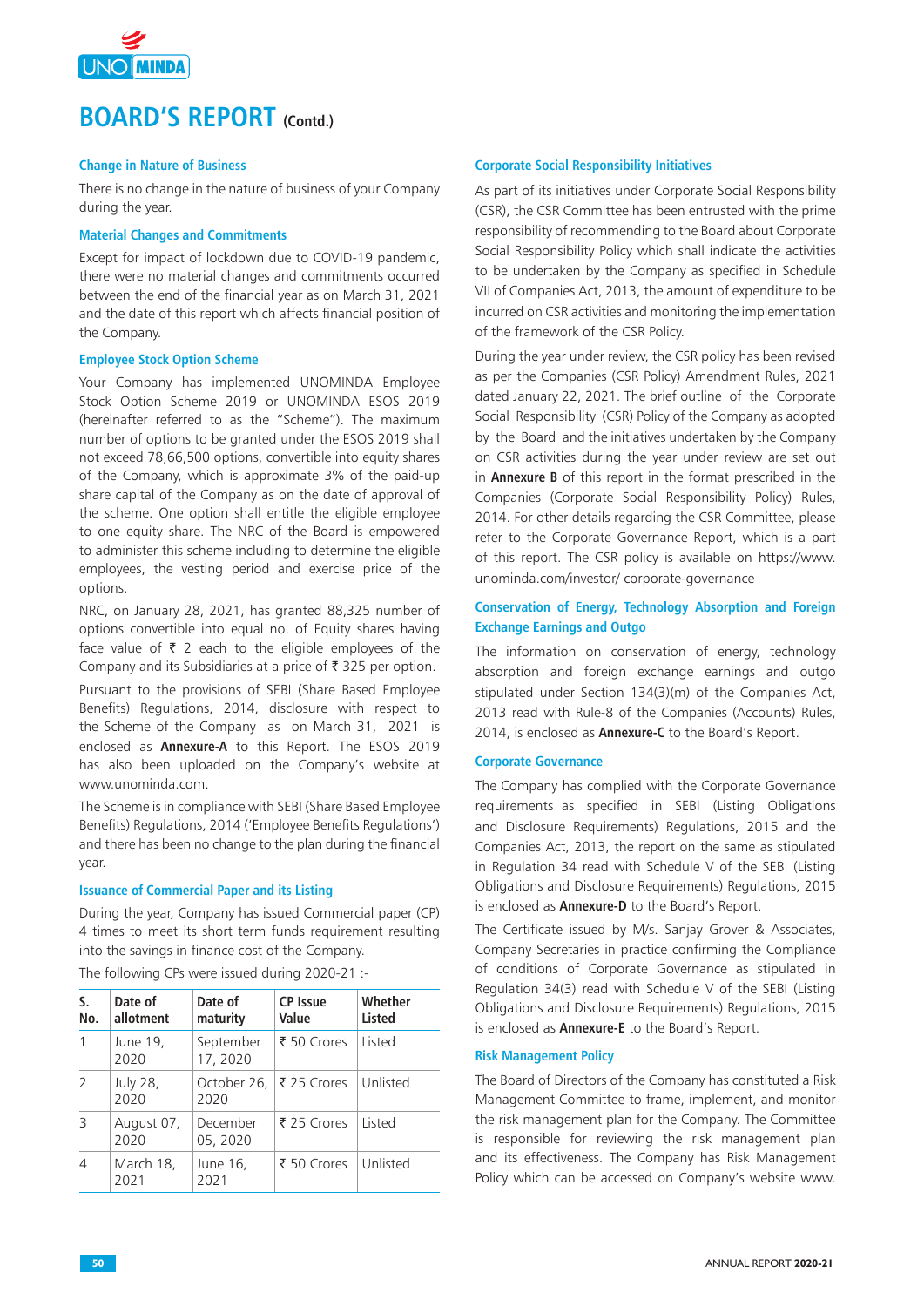# BOARD'S REPORT (Contd.)

### Change in Nature of Business

There is no change in the nature of business of your Company during the year.

### Material Changes and Commitments

Except for impact of lockdown due to COVID-19 pandemic, there were no material changes and commitments occurred between the end of the financial year as on March 31, 2021 and the date of this report which affects financial position of the Company.

### Employee Stock Option Scheme

Your Company has implemented UNOMINDA Employee Stock Option Scheme 2019 or UNOMINDA ESOS 2019 (hereinafter referred to as the "Scheme"). The maximum number of options to be granted under the ESOS 2019 shall not exceed 78,66,500 options, convertible into equity shares of the Company, which is approximate 3% of the paid-up share capital of the Company as on the date of approval of the scheme. One option shall entitle the eligible employee to one equity share. The NRC of the Board is empowered to administer this scheme including to determine the eligible employees, the vesting period and exercise price of the options.

NRC, on January 28, 2021, has granted 88,325 number of options convertible into equal no. of Equity shares having face value of ₹ 2 each to the eligible employees of the Company and its Subsidiaries at a price of ₹ 325 per option.

Pursuant to the provisions of SEBI (Share Based Employee Benefits) Regulations, 2014, disclosure with respect to the Scheme of the Company as on March 31, 2021 is enclosed as **Annexure-A** to this Report. The ESOS 2019 has also been uploaded on the Company's website at www.unominda.com.

The Scheme is in compliance with SEBI (Share Based Employee Benefits) Regulations, 2014 ('Employee Benefits Regulations') and there has been no change to the plan during the financial year.

### Issuance of Commercial Paper and its Listing

During the year, Company has issued Commercial paper (CP) 4 times to meet its short term funds requirement resulting into the savings in finance cost of the Company.

The following CPs were issued during 2020-21 :-

| S. No. | Date of allotment | Date of maturity | CP Issue Value | Whether Listed |
|---|---|---|---|---|
| 1 | June 19, 2020 | September 17, 2020 | ₹ 50 Crores | Listed |
| 2 | July 28, 2020 | October 26, 2020 | ₹ 25 Crores | Unlisted |
| 3 | August 07, 2020 | December 05, 2020 | ₹ 25 Crores | Listed |
| 4 | March 18, 2021 | June 16, 2021 | ₹ 50 Crores | Unlisted |

### Corporate Social Responsibility Initiatives

As part of its initiatives under Corporate Social Responsibility (CSR), the CSR Committee has been entrusted with the prime responsibility of recommending to the Board about Corporate Social Responsibility Policy which shall indicate the activities to be undertaken by the Company as specified in Schedule VII of Companies Act, 2013, the amount of expenditure to be incurred on CSR activities and monitoring the implementation of the framework of the CSR Policy.

During the year under review, the CSR policy has been revised as per the Companies (CSR Policy) Amendment Rules, 2021 dated January 22, 2021. The brief outline of the Corporate Social Responsibility (CSR) Policy of the Company as adopted by the Board and the initiatives undertaken by the Company on CSR activities during the year under review are set out in **Annexure B** of this report in the format prescribed in the Companies (Corporate Social Responsibility Policy) Rules, 2014. For other details regarding the CSR Committee, please refer to the Corporate Governance Report, which is a part of this report. The CSR policy is available on https://www.unominda.com/investor/ corporate-governance

### Conservation of Energy, Technology Absorption and Foreign Exchange Earnings and Outgo

The information on conservation of energy, technology absorption and foreign exchange earnings and outgo stipulated under Section 134(3)(m) of the Companies Act, 2013 read with Rule-8 of the Companies (Accounts) Rules, 2014, is enclosed as **Annexure-C** to the Board's Report.

### Corporate Governance

The Company has complied with the Corporate Governance requirements as specified in SEBI (Listing Obligations and Disclosure Requirements) Regulations, 2015 and the Companies Act, 2013, the report on the same as stipulated in Regulation 34 read with Schedule V of the SEBI (Listing Obligations and Disclosure Requirements) Regulations, 2015 is enclosed as **Annexure-D** to the Board's Report.

The Certificate issued by M/s. Sanjay Grover & Associates, Company Secretaries in practice confirming the Compliance of conditions of Corporate Governance as stipulated in Regulation 34(3) read with Schedule V of the SEBI (Listing Obligations and Disclosure Requirements) Regulations, 2015 is enclosed as **Annexure-E** to the Board's Report.

### Risk Management Policy

The Board of Directors of the Company has constituted a Risk Management Committee to frame, implement, and monitor the risk management plan for the Company. The Committee is responsible for reviewing the risk management plan and its effectiveness. The Company has Risk Management Policy which can be accessed on Company's website www.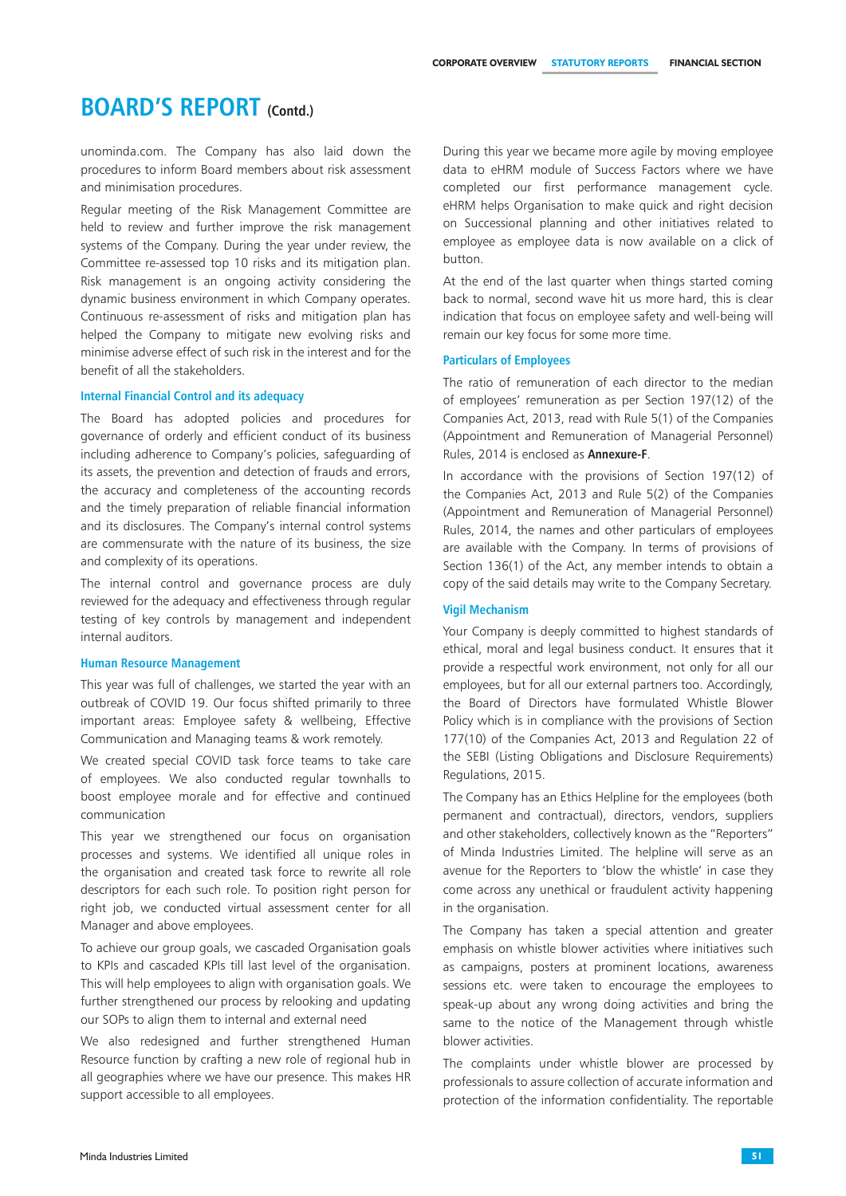# BOARD'S REPORT (Contd.)

unominda.com. The Company has also laid down the procedures to inform Board members about risk assessment and minimisation procedures.

Regular meeting of the Risk Management Committee are held to review and further improve the risk management systems of the Company. During the year under review, the Committee re-assessed top 10 risks and its mitigation plan. Risk management is an ongoing activity considering the dynamic business environment in which Company operates. Continuous re-assessment of risks and mitigation plan has helped the Company to mitigate new evolving risks and minimise adverse effect of such risk in the interest and for the benefit of all the stakeholders.

### Internal Financial Control and its adequacy

The Board has adopted policies and procedures for governance of orderly and efficient conduct of its business including adherence to Company's policies, safeguarding of its assets, the prevention and detection of frauds and errors, the accuracy and completeness of the accounting records and the timely preparation of reliable financial information and its disclosures. The Company's internal control systems are commensurate with the nature of its business, the size and complexity of its operations.

The internal control and governance process are duly reviewed for the adequacy and effectiveness through regular testing of key controls by management and independent internal auditors.

### Human Resource Management

This year was full of challenges, we started the year with an outbreak of COVID 19. Our focus shifted primarily to three important areas: Employee safety & wellbeing, Effective Communication and Managing teams & work remotely.

We created special COVID task force teams to take care of employees. We also conducted regular townhalls to boost employee morale and for effective and continued communication

This year we strengthened our focus on organisation processes and systems. We identified all unique roles in the organisation and created task force to rewrite all role descriptors for each such role. To position right person for right job, we conducted virtual assessment center for all Manager and above employees.

To achieve our group goals, we cascaded Organisation goals to KPIs and cascaded KPIs till last level of the organisation. This will help employees to align with organisation goals. We further strengthened our process by relooking and updating our SOPs to align them to internal and external need

We also redesigned and further strengthened Human Resource function by crafting a new role of regional hub in all geographies where we have our presence. This makes HR support accessible to all employees.

During this year we became more agile by moving employee data to eHRM module of Success Factors where we have completed our first performance management cycle. eHRM helps Organisation to make quick and right decision on Successional planning and other initiatives related to employee as employee data is now available on a click of button.

At the end of the last quarter when things started coming back to normal, second wave hit us more hard, this is clear indication that focus on employee safety and well-being will remain our key focus for some more time.

### Particulars of Employees

The ratio of remuneration of each director to the median of employees' remuneration as per Section 197(12) of the Companies Act, 2013, read with Rule 5(1) of the Companies (Appointment and Remuneration of Managerial Personnel) Rules, 2014 is enclosed as **Annexure-F**.

In accordance with the provisions of Section 197(12) of the Companies Act, 2013 and Rule 5(2) of the Companies (Appointment and Remuneration of Managerial Personnel) Rules, 2014, the names and other particulars of employees are available with the Company. In terms of provisions of Section 136(1) of the Act, any member intends to obtain a copy of the said details may write to the Company Secretary.

### Vigil Mechanism

Your Company is deeply committed to highest standards of ethical, moral and legal business conduct. It ensures that it provide a respectful work environment, not only for all our employees, but for all our external partners too. Accordingly, the Board of Directors have formulated Whistle Blower Policy which is in compliance with the provisions of Section 177(10) of the Companies Act, 2013 and Regulation 22 of the SEBI (Listing Obligations and Disclosure Requirements) Regulations, 2015.

The Company has an Ethics Helpline for the employees (both permanent and contractual), directors, vendors, suppliers and other stakeholders, collectively known as the "Reporters" of Minda Industries Limited. The helpline will serve as an avenue for the Reporters to 'blow the whistle' in case they come across any unethical or fraudulent activity happening in the organisation.

The Company has taken a special attention and greater emphasis on whistle blower activities where initiatives such as campaigns, posters at prominent locations, awareness sessions etc. were taken to encourage the employees to speak-up about any wrong doing activities and bring the same to the notice of the Management through whistle blower activities.

The complaints under whistle blower are processed by professionals to assure collection of accurate information and protection of the information confidentiality. The reportable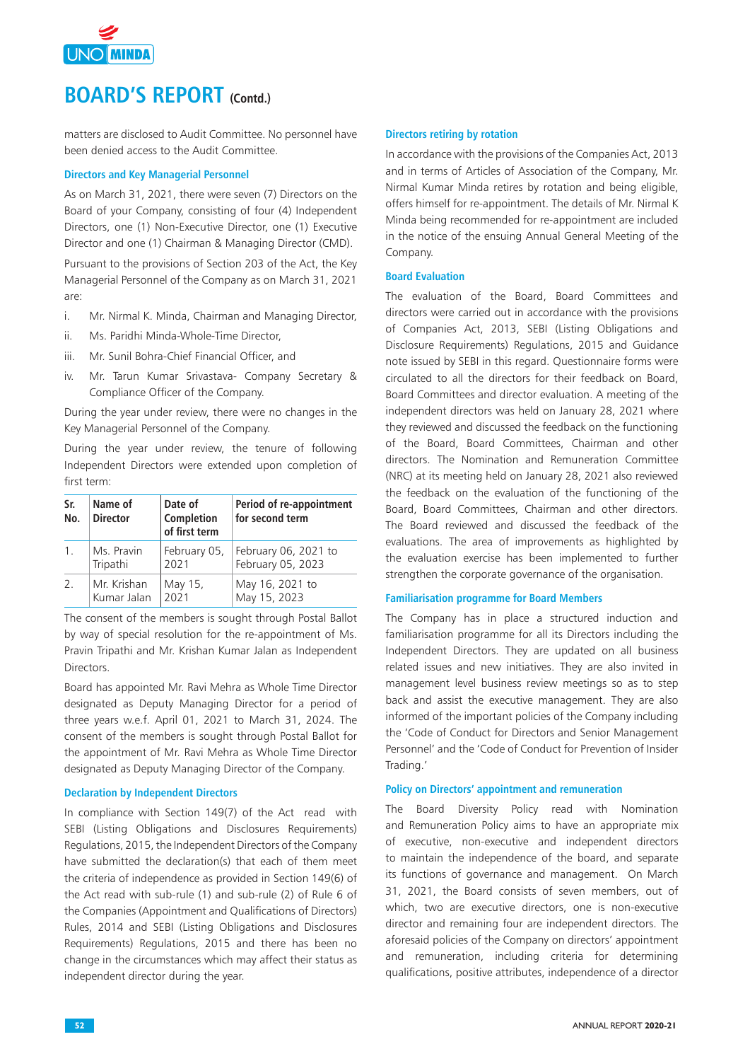# BOARD'S REPORT (Contd.)

matters are disclosed to Audit Committee. No personnel have been denied access to the Audit Committee.

### Directors and Key Managerial Personnel

As on March 31, 2021, there were seven (7) Directors on the Board of your Company, consisting of four (4) Independent Directors, one (1) Non-Executive Director, one (1) Executive Director and one (1) Chairman & Managing Director (CMD).

Pursuant to the provisions of Section 203 of the Act, the Key Managerial Personnel of the Company as on March 31, 2021 are:

i. Mr. Nirmal K. Minda, Chairman and Managing Director,

ii. Ms. Paridhi Minda-Whole-Time Director,

iii. Mr. Sunil Bohra-Chief Financial Officer, and

iv. Mr. Tarun Kumar Srivastava- Company Secretary & Compliance Officer of the Company.

During the year under review, there were no changes in the Key Managerial Personnel of the Company.

During the year under review, the tenure of following Independent Directors were extended upon completion of first term:

| Sr. No. | Name of Director | Date of Completion of first term | Period of re-appointment for second term |
|---|---|---|---|
| 1. | Ms. Pravin Tripathi | February 05, 2021 | February 06, 2021 to February 05, 2023 |
| 2. | Mr. Krishan Kumar Jalan | May 15, 2021 | May 16, 2021 to May 15, 2023 |

The consent of the members is sought through Postal Ballot by way of special resolution for the re-appointment of Ms. Pravin Tripathi and Mr. Krishan Kumar Jalan as Independent Directors.

Board has appointed Mr. Ravi Mehra as Whole Time Director designated as Deputy Managing Director for a period of three years w.e.f. April 01, 2021 to March 31, 2024. The consent of the members is sought through Postal Ballot for the appointment of Mr. Ravi Mehra as Whole Time Director designated as Deputy Managing Director of the Company.

### Declaration by Independent Directors

In compliance with Section 149(7) of the Act read with SEBI (Listing Obligations and Disclosures Requirements) Regulations, 2015, the Independent Directors of the Company have submitted the declaration(s) that each of them meet the criteria of independence as provided in Section 149(6) of the Act read with sub-rule (1) and sub-rule (2) of Rule 6 of the Companies (Appointment and Qualifications of Directors) Rules, 2014 and SEBI (Listing Obligations and Disclosures Requirements) Regulations, 2015 and there has been no change in the circumstances which may affect their status as independent director during the year.

### Directors retiring by rotation

In accordance with the provisions of the Companies Act, 2013 and in terms of Articles of Association of the Company, Mr. Nirmal Kumar Minda retires by rotation and being eligible, offers himself for re-appointment. The details of Mr. Nirmal K Minda being recommended for re-appointment are included in the notice of the ensuing Annual General Meeting of the Company.

### Board Evaluation

The evaluation of the Board, Board Committees and directors were carried out in accordance with the provisions of Companies Act, 2013, SEBI (Listing Obligations and Disclosure Requirements) Regulations, 2015 and Guidance note issued by SEBI in this regard. Questionnaire forms were circulated to all the directors for their feedback on Board, Board Committees and director evaluation. A meeting of the independent directors was held on January 28, 2021 where they reviewed and discussed the feedback on the functioning of the Board, Board Committees, Chairman and other directors. The Nomination and Remuneration Committee (NRC) at its meeting held on January 28, 2021 also reviewed the feedback on the evaluation of the functioning of the Board, Board Committees, Chairman and other directors. The Board reviewed and discussed the feedback of the evaluations. The area of improvements as highlighted by the evaluation exercise has been implemented to further strengthen the corporate governance of the organisation.

### Familiarisation programme for Board Members

The Company has in place a structured induction and familiarisation programme for all its Directors including the Independent Directors. They are updated on all business related issues and new initiatives. They are also invited in management level business review meetings so as to step back and assist the executive management. They are also informed of the important policies of the Company including the 'Code of Conduct for Directors and Senior Management Personnel' and the 'Code of Conduct for Prevention of Insider Trading.'

### Policy on Directors' appointment and remuneration

The Board Diversity Policy read with Nomination and Remuneration Policy aims to have an appropriate mix of executive, non-executive and independent directors to maintain the independence of the board, and separate its functions of governance and management. On March 31, 2021, the Board consists of seven members, out of which, two are executive directors, one is non-executive director and remaining four are independent directors. The aforesaid policies of the Company on directors' appointment and remuneration, including criteria for determining qualifications, positive attributes, independence of a director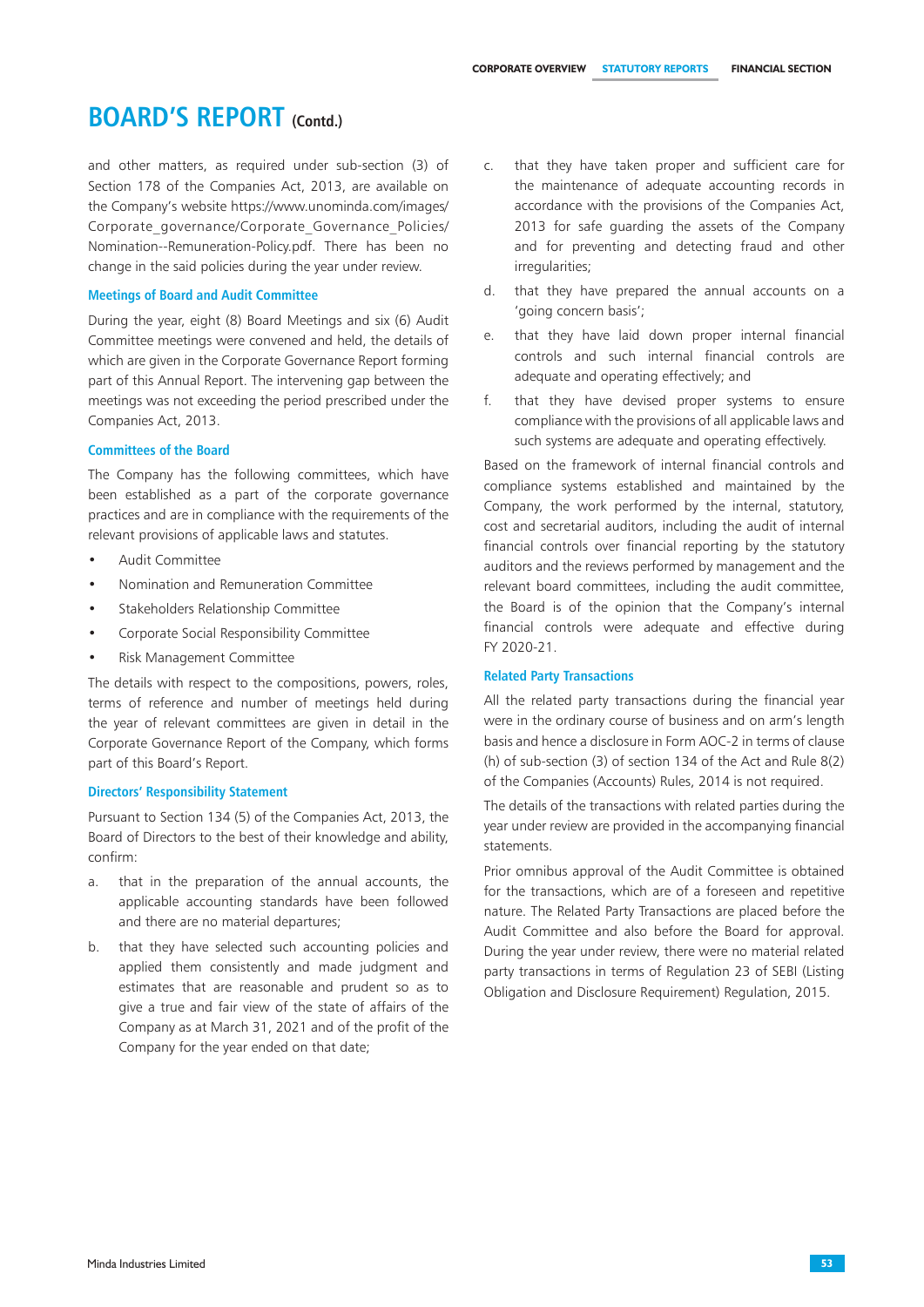# BOARD'S REPORT (Contd.)

and other matters, as required under sub-section (3) of Section 178 of the Companies Act, 2013, are available on the Company's website https://www.unominda.com/images/Corporate_governance/Corporate_Governance_Policies/Nomination--Remuneration-Policy.pdf. There has been no change in the said policies during the year under review.

### Meetings of Board and Audit Committee

During the year, eight (8) Board Meetings and six (6) Audit Committee meetings were convened and held, the details of which are given in the Corporate Governance Report forming part of this Annual Report. The intervening gap between the meetings was not exceeding the period prescribed under the Companies Act, 2013.

### Committees of the Board

The Company has the following committees, which have been established as a part of the corporate governance practices and are in compliance with the requirements of the relevant provisions of applicable laws and statutes.

- Audit Committee
- Nomination and Remuneration Committee
- Stakeholders Relationship Committee
- Corporate Social Responsibility Committee
- Risk Management Committee

The details with respect to the compositions, powers, roles, terms of reference and number of meetings held during the year of relevant committees are given in detail in the Corporate Governance Report of the Company, which forms part of this Board's Report.

### Directors' Responsibility Statement

Pursuant to Section 134 (5) of the Companies Act, 2013, the Board of Directors to the best of their knowledge and ability, confirm:

a. that in the preparation of the annual accounts, the applicable accounting standards have been followed and there are no material departures;

b. that they have selected such accounting policies and applied them consistently and made judgment and estimates that are reasonable and prudent so as to give a true and fair view of the state of affairs of the Company as at March 31, 2021 and of the profit of the Company for the year ended on that date;

c. that they have taken proper and sufficient care for the maintenance of adequate accounting records in accordance with the provisions of the Companies Act, 2013 for safe guarding the assets of the Company and for preventing and detecting fraud and other irregularities;

d. that they have prepared the annual accounts on a 'going concern basis';

e. that they have laid down proper internal financial controls and such internal financial controls are adequate and operating effectively; and

f. that they have devised proper systems to ensure compliance with the provisions of all applicable laws and such systems are adequate and operating effectively.

Based on the framework of internal financial controls and compliance systems established and maintained by the Company, the work performed by the internal, statutory, cost and secretarial auditors, including the audit of internal financial controls over financial reporting by the statutory auditors and the reviews performed by management and the relevant board committees, including the audit committee, the Board is of the opinion that the Company's internal financial controls were adequate and effective during FY 2020-21.

### Related Party Transactions

All the related party transactions during the financial year were in the ordinary course of business and on arm's length basis and hence a disclosure in Form AOC-2 in terms of clause (h) of sub-section (3) of section 134 of the Act and Rule 8(2) of the Companies (Accounts) Rules, 2014 is not required.

The details of the transactions with related parties during the year under review are provided in the accompanying financial statements.

Prior omnibus approval of the Audit Committee is obtained for the transactions, which are of a foreseen and repetitive nature. The Related Party Transactions are placed before the Audit Committee and also before the Board for approval. During the year under review, there were no material related party transactions in terms of Regulation 23 of SEBI (Listing Obligation and Disclosure Requirement) Regulation, 2015.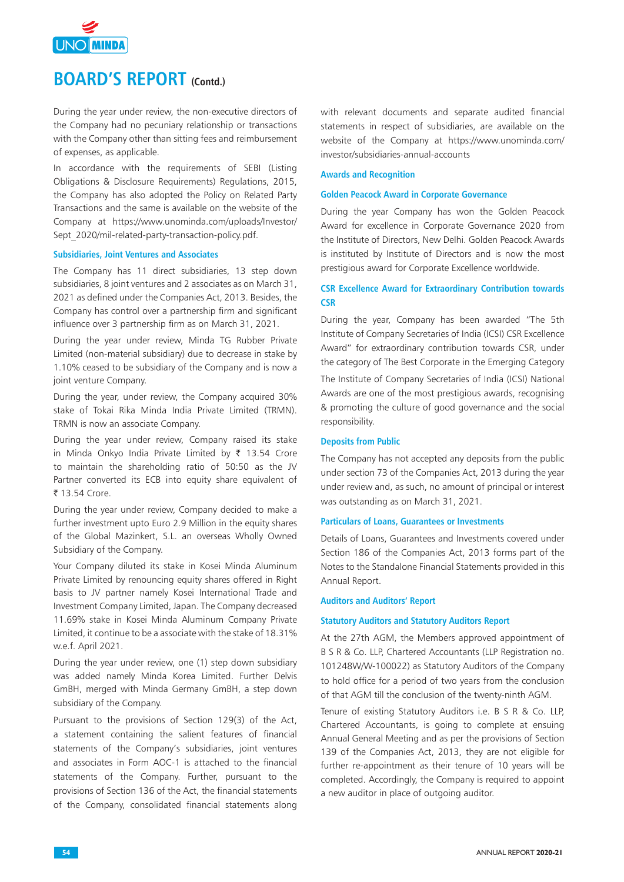# BOARD'S REPORT (Contd.)

During the year under review, the non-executive directors of the Company had no pecuniary relationship or transactions with the Company other than sitting fees and reimbursement of expenses, as applicable.

In accordance with the requirements of SEBI (Listing Obligations & Disclosure Requirements) Regulations, 2015, the Company has also adopted the Policy on Related Party Transactions and the same is available on the website of the Company at https://www.unominda.com/uploads/Investor/Sept_2020/mil-related-party-transaction-policy.pdf.

### Subsidiaries, Joint Ventures and Associates

The Company has 11 direct subsidiaries, 13 step down subsidiaries, 8 joint ventures and 2 associates as on March 31, 2021 as defined under the Companies Act, 2013. Besides, the Company has control over a partnership firm and significant influence over 3 partnership firm as on March 31, 2021.

During the year under review, Minda TG Rubber Private Limited (non-material subsidiary) due to decrease in stake by 1.10% ceased to be subsidiary of the Company and is now a joint venture Company.

During the year, under review, the Company acquired 30% stake of Tokai Rika Minda India Private Limited (TRMN). TRMN is now an associate Company.

During the year under review, Company raised its stake in Minda Onkyo India Private Limited by ₹ 13.54 Crore to maintain the shareholding ratio of 50:50 as the JV Partner converted its ECB into equity share equivalent of ₹ 13.54 Crore.

During the year under review, Company decided to make a further investment upto Euro 2.9 Million in the equity shares of the Global Mazinkert, S.L. an overseas Wholly Owned Subsidiary of the Company.

Your Company diluted its stake in Kosei Minda Aluminum Private Limited by renouncing equity shares offered in Right basis to JV partner namely Kosei International Trade and Investment Company Limited, Japan. The Company decreased 11.69% stake in Kosei Minda Aluminum Company Private Limited, it continue to be a associate with the stake of 18.31% w.e.f. April 2021.

During the year under review, one (1) step down subsidiary was added namely Minda Korea Limited. Further Delvis GmBH, merged with Minda Germany GmBH, a step down subsidiary of the Company.

Pursuant to the provisions of Section 129(3) of the Act, a statement containing the salient features of financial statements of the Company's subsidiaries, joint ventures and associates in Form AOC-1 is attached to the financial statements of the Company. Further, pursuant to the provisions of Section 136 of the Act, the financial statements of the Company, consolidated financial statements along with relevant documents and separate audited financial statements in respect of subsidiaries, are available on the website of the Company at https://www.unominda.com/investor/subsidiaries-annual-accounts

### Awards and Recognition

### Golden Peacock Award in Corporate Governance

During the year Company has won the Golden Peacock Award for excellence in Corporate Governance 2020 from the Institute of Directors, New Delhi. Golden Peacock Awards is instituted by Institute of Directors and is now the most prestigious award for Corporate Excellence worldwide.

### CSR Excellence Award for Extraordinary Contribution towards CSR

During the year, Company has been awarded "The 5th Institute of Company Secretaries of India (ICSI) CSR Excellence Award" for extraordinary contribution towards CSR, under the category of The Best Corporate in the Emerging Category

The Institute of Company Secretaries of India (ICSI) National Awards are one of the most prestigious awards, recognising & promoting the culture of good governance and the social responsibility.

### Deposits from Public

The Company has not accepted any deposits from the public under section 73 of the Companies Act, 2013 during the year under review and, as such, no amount of principal or interest was outstanding as on March 31, 2021.

### Particulars of Loans, Guarantees or Investments

Details of Loans, Guarantees and Investments covered under Section 186 of the Companies Act, 2013 forms part of the Notes to the Standalone Financial Statements provided in this Annual Report.

### Auditors and Auditors' Report

### Statutory Auditors and Statutory Auditors Report

At the 27th AGM, the Members approved appointment of B S R & Co. LLP, Chartered Accountants (LLP Registration no. 101248W/W-100022) as Statutory Auditors of the Company to hold office for a period of two years from the conclusion of that AGM till the conclusion of the twenty-ninth AGM.

Tenure of existing Statutory Auditors i.e. B S R & Co. LLP, Chartered Accountants, is going to complete at ensuing Annual General Meeting and as per the provisions of Section 139 of the Companies Act, 2013, they are not eligible for further re-appointment as their tenure of 10 years will be completed. Accordingly, the Company is required to appoint a new auditor in place of outgoing auditor.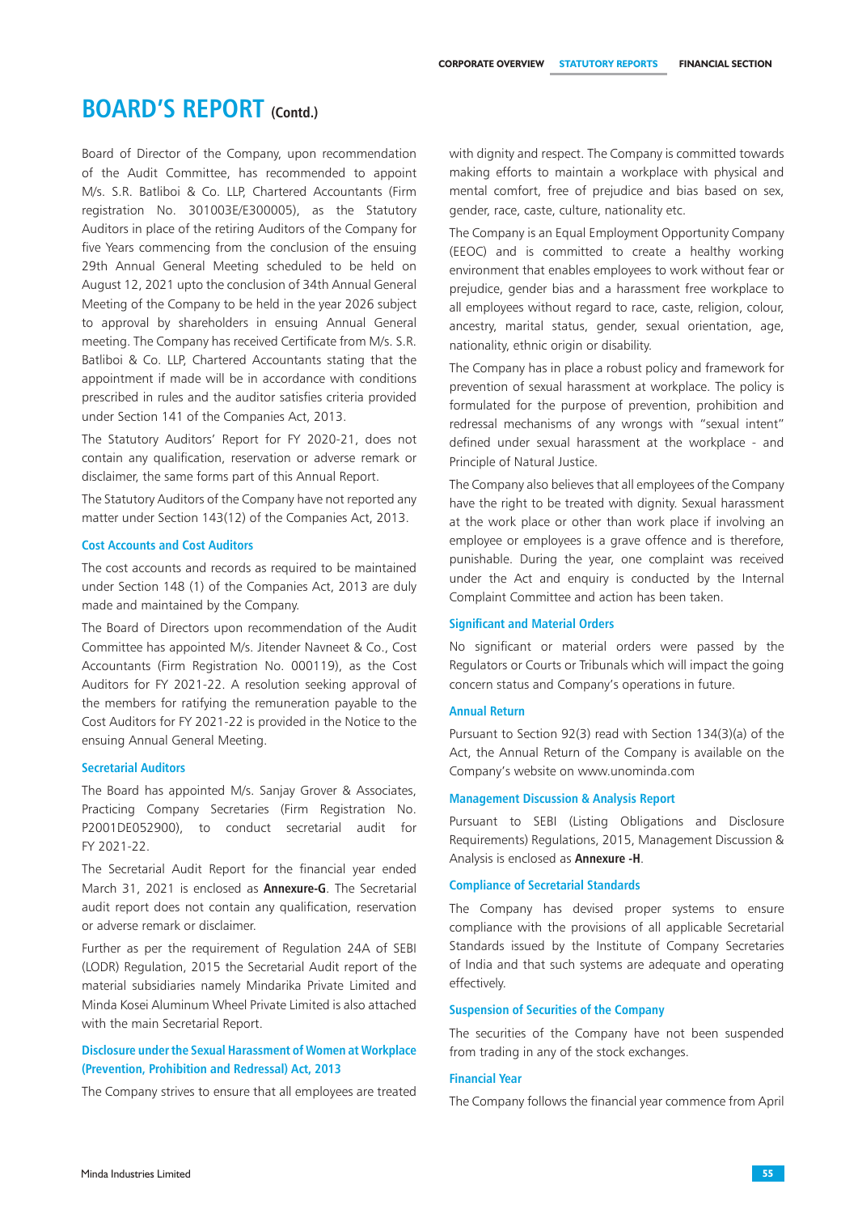# BOARD'S REPORT (Contd.)

Board of Director of the Company, upon recommendation of the Audit Committee, has recommended to appoint M/s. S.R. Batliboi & Co. LLP, Chartered Accountants (Firm registration No. 301003E/E300005), as the Statutory Auditors in place of the retiring Auditors of the Company for five Years commencing from the conclusion of the ensuing 29th Annual General Meeting scheduled to be held on August 12, 2021 upto the conclusion of 34th Annual General Meeting of the Company to be held in the year 2026 subject to approval by shareholders in ensuing Annual General meeting. The Company has received Certificate from M/s. S.R. Batliboi & Co. LLP, Chartered Accountants stating that the appointment if made will be in accordance with conditions prescribed in rules and the auditor satisfies criteria provided under Section 141 of the Companies Act, 2013.

The Statutory Auditors' Report for FY 2020-21, does not contain any qualification, reservation or adverse remark or disclaimer, the same forms part of this Annual Report.

The Statutory Auditors of the Company have not reported any matter under Section 143(12) of the Companies Act, 2013.

### Cost Accounts and Cost Auditors

The cost accounts and records as required to be maintained under Section 148 (1) of the Companies Act, 2013 are duly made and maintained by the Company.

The Board of Directors upon recommendation of the Audit Committee has appointed M/s. Jitender Navneet & Co., Cost Accountants (Firm Registration No. 000119), as the Cost Auditors for FY 2021-22. A resolution seeking approval of the members for ratifying the remuneration payable to the Cost Auditors for FY 2021-22 is provided in the Notice to the ensuing Annual General Meeting.

### Secretarial Auditors

The Board has appointed M/s. Sanjay Grover & Associates, Practicing Company Secretaries (Firm Registration No. P2001DE052900), to conduct secretarial audit for FY 2021-22.

The Secretarial Audit Report for the financial year ended March 31, 2021 is enclosed as **Annexure-G**. The Secretarial audit report does not contain any qualification, reservation or adverse remark or disclaimer.

Further as per the requirement of Regulation 24A of SEBI (LODR) Regulation, 2015 the Secretarial Audit report of the material subsidiaries namely Mindarika Private Limited and Minda Kosei Aluminum Wheel Private Limited is also attached with the main Secretarial Report.

### Disclosure under the Sexual Harassment of Women at Workplace (Prevention, Prohibition and Redressal) Act, 2013

The Company strives to ensure that all employees are treated with dignity and respect. The Company is committed towards making efforts to maintain a workplace with physical and mental comfort, free of prejudice and bias based on sex, gender, race, caste, culture, nationality etc.

The Company is an Equal Employment Opportunity Company (EEOC) and is committed to create a healthy working environment that enables employees to work without fear or prejudice, gender bias and a harassment free workplace to all employees without regard to race, caste, religion, colour, ancestry, marital status, gender, sexual orientation, age, nationality, ethnic origin or disability.

The Company has in place a robust policy and framework for prevention of sexual harassment at workplace. The policy is formulated for the purpose of prevention, prohibition and redressal mechanisms of any wrongs with "sexual intent" defined under sexual harassment at the workplace - and Principle of Natural Justice.

The Company also believes that all employees of the Company have the right to be treated with dignity. Sexual harassment at the work place or other than work place if involving an employee or employees is a grave offence and is therefore, punishable. During the year, one complaint was received under the Act and enquiry is conducted by the Internal Complaint Committee and action has been taken.

### Significant and Material Orders

No significant or material orders were passed by the Regulators or Courts or Tribunals which will impact the going concern status and Company's operations in future.

### Annual Return

Pursuant to Section 92(3) read with Section 134(3)(a) of the Act, the Annual Return of the Company is available on the Company's website on www.unominda.com

### Management Discussion & Analysis Report

Pursuant to SEBI (Listing Obligations and Disclosure Requirements) Regulations, 2015, Management Discussion & Analysis is enclosed as **Annexure -H**.

### Compliance of Secretarial Standards

The Company has devised proper systems to ensure compliance with the provisions of all applicable Secretarial Standards issued by the Institute of Company Secretaries of India and that such systems are adequate and operating effectively.

### Suspension of Securities of the Company

The securities of the Company have not been suspended from trading in any of the stock exchanges.

### Financial Year

The Company follows the financial year commence from April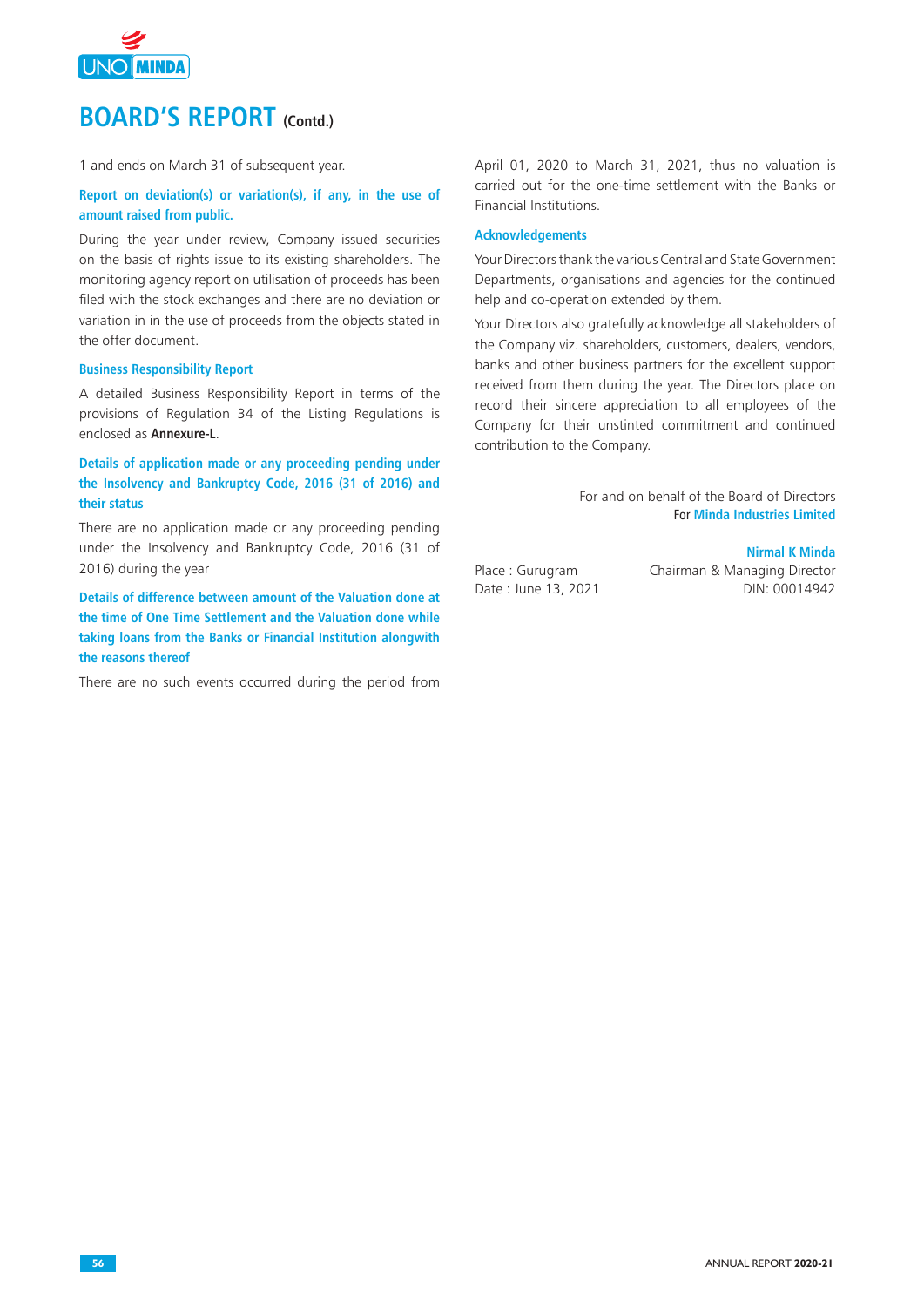## BOARD'S REPORT (Contd.)

1 and ends on March 31 of subsequent year.

**Report on deviation(s) or variation(s), if any, in the use of amount raised from public.**

During the year under review, Company issued securities on the basis of rights issue to its existing shareholders. The monitoring agency report on utilisation of proceeds has been filed with the stock exchanges and there are no deviation or variation in in the use of proceeds from the objects stated in the offer document.

**Business Responsibility Report**

A detailed Business Responsibility Report in terms of the provisions of Regulation 34 of the Listing Regulations is enclosed as **Annexure-L**.

**Details of application made or any proceeding pending under the Insolvency and Bankruptcy Code, 2016 (31 of 2016) and their status**

There are no application made or any proceeding pending under the Insolvency and Bankruptcy Code, 2016 (31 of 2016) during the year

**Details of difference between amount of the Valuation done at the time of One Time Settlement and the Valuation done while taking loans from the Banks or Financial Institution alongwith the reasons thereof**

There are no such events occurred during the period from April 01, 2020 to March 31, 2021, thus no valuation is carried out for the one-time settlement with the Banks or Financial Institutions.

**Acknowledgements**

Your Directors thank the various Central and State Government Departments, organisations and agencies for the continued help and co-operation extended by them.

Your Directors also gratefully acknowledge all stakeholders of the Company viz. shareholders, customers, dealers, vendors, banks and other business partners for the excellent support received from them during the year. The Directors place on record their sincere appreciation to all employees of the Company for their unstinted commitment and continued contribution to the Company.

For and on behalf of the Board of Directors
For **Minda Industries Limited**

**Nirmal K Minda**
Chairman & Managing Director
DIN: 00014942

Place : Gurugram
Date : June 13, 2021